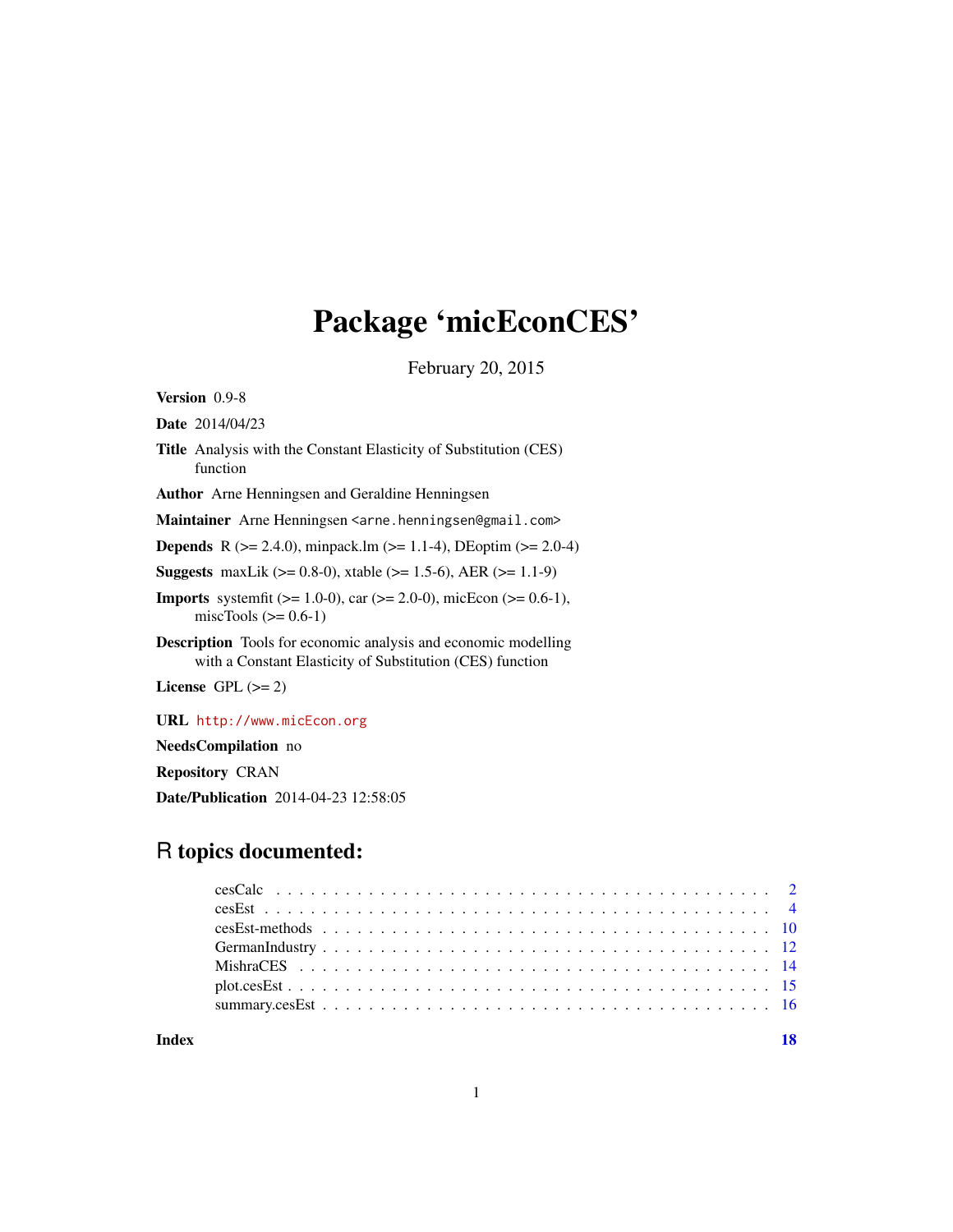# Package 'micEconCES'

February 20, 2015

**Version** 0.9-8

**Date** 2014/04/23

**Title** Analysis with the Constant Elasticity of Substitution (CES) function

**Author** Arne Henningsen and Geraldine Henningsen

**Maintainer** Arne Henningsen <arne.henningsen@gmail.com>

**Depends** R (>= 2.4.0), minpack.lm (>= 1.1-4), DEoptim (>= 2.0-4)

**Suggests** maxLik (>= 0.8-0), xtable (>= 1.5-6), AER (>= 1.1-9)

**Imports** systemfit (>= 1.0-0), car (>= 2.0-0), micEcon (>= 0.6-1), miscTools (>= 0.6-1)

**Description** Tools for economic analysis and economic modelling with a Constant Elasticity of Substitution (CES) function

**License** GPL (>= 2)

**URL** http://www.micEcon.org

**NeedsCompilation** no

**Repository** CRAN

**Date/Publication** 2014-04-23 12:58:05

## R topics documented:

- cesCalc . . . . . . . . . . . . . . . . . . . . . . . . . . . . . . . . . . . . . . . . . . 2
- cesEst . . . . . . . . . . . . . . . . . . . . . . . . . . . . . . . . . . . . . . . . . . . 4
- cesEst-methods . . . . . . . . . . . . . . . . . . . . . . . . . . . . . . . . . . . . . 10
- GermanIndustry . . . . . . . . . . . . . . . . . . . . . . . . . . . . . . . . . . . . 12
- MishraCES . . . . . . . . . . . . . . . . . . . . . . . . . . . . . . . . . . . . . . . 14
- plot.cesEst . . . . . . . . . . . . . . . . . . . . . . . . . . . . . . . . . . . . . . . . 15
- summary.cesEst . . . . . . . . . . . . . . . . . . . . . . . . . . . . . . . . . . . . 16

**Index** **18**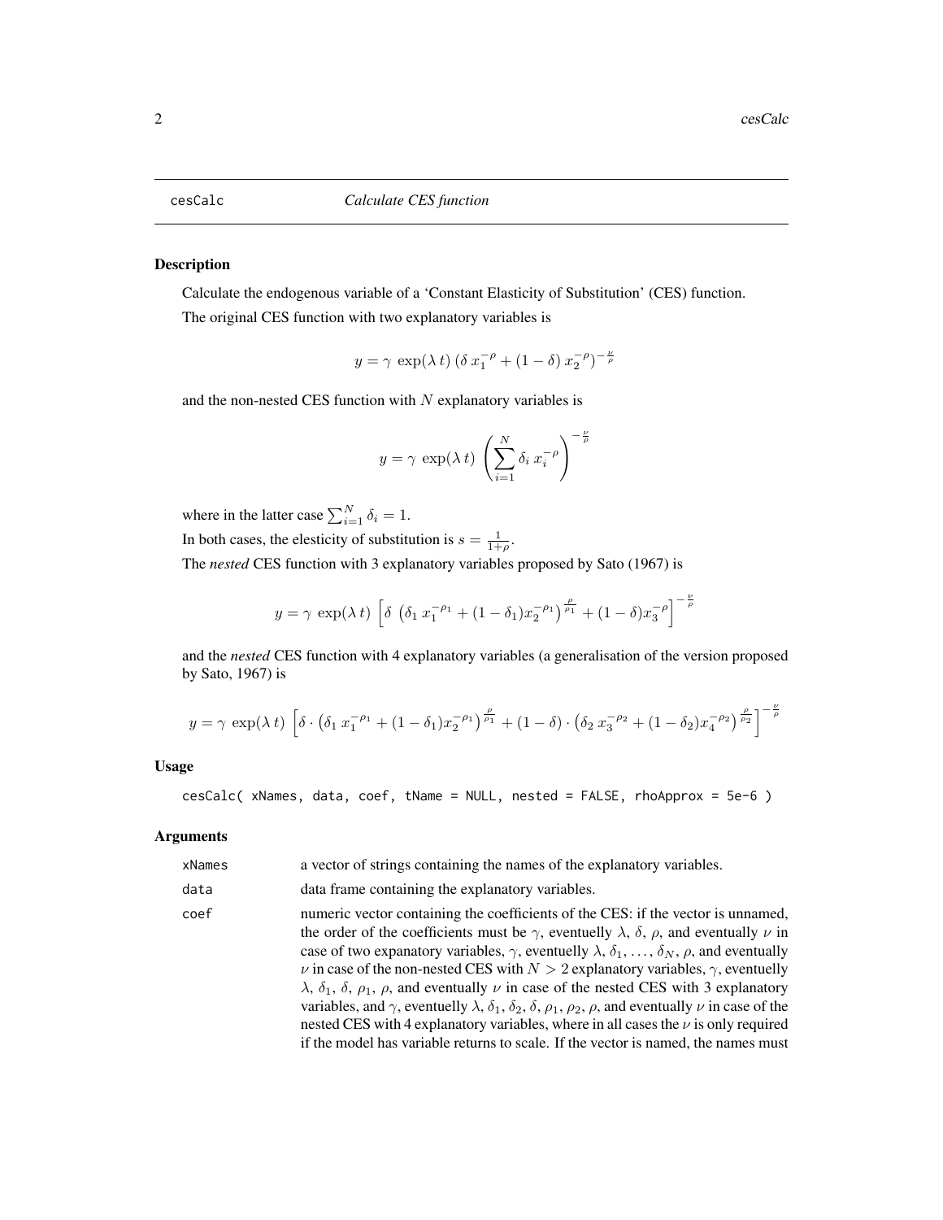cesCalc *Calculate CES function*

## Description

Calculate the endogenous variable of a 'Constant Elasticity of Substitution' (CES) function.

The original CES function with two explanatory variables is

$$y = \gamma \, \exp(\lambda \, t) \, (\delta \, x_1^{-\rho} + (1 - \delta) \, x_2^{-\rho})^{-\frac{\nu}{\rho}}$$

and the non-nested CES function with $N$ explanatory variables is

$$y = \gamma \, \exp(\lambda \, t) \, \left( \sum_{i=1}^{N} \delta_i \, x_i^{-\rho} \right)^{-\frac{\nu}{\rho}}$$

where in the latter case $\sum_{i=1}^{N} \delta_i = 1$.

In both cases, the elesticity of substitution is $s = \frac{1}{1+\rho}$.

The *nested* CES function with 3 explanatory variables proposed by Sato (1967) is

$$y = \gamma \, \exp(\lambda \, t) \, \left[ \delta \, \left( \delta_1 \, x_1^{-\rho_1} + (1 - \delta_1) x_2^{-\rho_1} \right)^{\frac{\rho}{\rho_1}} + (1 - \delta) x_3^{-\rho} \right]^{-\frac{\nu}{\rho}}$$

and the *nested* CES function with 4 explanatory variables (a generalisation of the version proposed by Sato, 1967) is

$$y = \gamma \, \exp(\lambda \, t) \, \left[ \delta \cdot \left( \delta_1 \, x_1^{-\rho_1} + (1 - \delta_1) x_2^{-\rho_1} \right)^{\frac{\rho}{\rho_1}} + (1 - \delta) \cdot \left( \delta_2 \, x_3^{-\rho_2} + (1 - \delta_2) x_4^{-\rho_2} \right)^{\frac{\rho}{\rho_2}} \right]^{-\frac{\nu}{\rho}}$$

## Usage

```
cesCalc( xNames, data, coef, tName = NULL, nested = FALSE, rhoApprox = 5e-6 )
```

## Arguments

| | |
|---|---|
| xNames | a vector of strings containing the names of the explanatory variables. |
| data | data frame containing the explanatory variables. |
| coef | numeric vector containing the coefficients of the CES: if the vector is unnamed, the order of the coefficients must be $\gamma$, eventuelly $\lambda$, $\delta$, $\rho$, and eventually $\nu$ in case of two expanatory variables, $\gamma$, eventuelly $\lambda$, $\delta_1, \ldots, \delta_N$, $\rho$, and eventually $\nu$ in case of the non-nested CES with $N > 2$ explanatory variables, $\gamma$, eventuelly $\lambda$, $\delta_1$, $\delta$, $\rho_1$, $\rho$, and eventually $\nu$ in case of the nested CES with 3 explanatory variables, and $\gamma$, eventuelly $\lambda$, $\delta_1$, $\delta_2$, $\delta$, $\rho_1$, $\rho_2$, $\rho$, and eventually $\nu$ in case of the nested CES with 4 explanatory variables, where in all cases the $\nu$ is only required if the model has variable returns to scale. If the vector is named, the names must |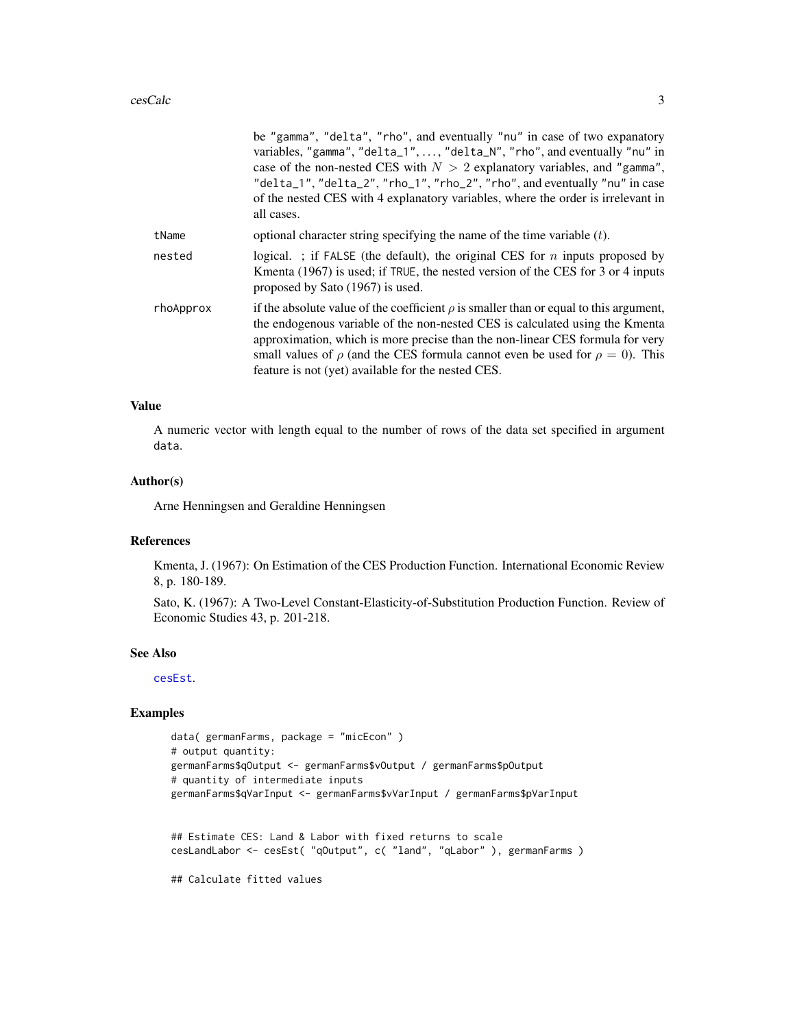be "gamma", "delta", "rho", and eventually "nu" in case of two expanatory variables, "gamma", "delta_1", ..., "delta_N", "rho", and eventually "nu" in case of the non-nested CES with $N > 2$ explanatory variables, and "gamma", "delta_1", "delta_2", "rho_1", "rho_2", "rho", and eventually "nu" in case of the nested CES with 4 explanatory variables, where the order is irrelevant in all cases.

| | |
|---|---|
| tName | optional character string specifying the name of the time variable ($t$). |
| nested | logical. ; if FALSE (the default), the original CES for $n$ inputs proposed by Kmenta (1967) is used; if TRUE, the nested version of the CES for 3 or 4 inputs proposed by Sato (1967) is used. |
| rhoApprox | if the absolute value of the coefficient $\rho$ is smaller than or equal to this argument, the endogenous variable of the non-nested CES is calculated using the Kmenta approximation, which is more precise than the non-linear CES formula for very small values of $\rho$ (and the CES formula cannot even be used for $\rho = 0$). This feature is not (yet) available for the nested CES. |

## Value

A numeric vector with length equal to the number of rows of the data set specified in argument data.

## Author(s)

Arne Henningsen and Geraldine Henningsen

## References

Kmenta, J. (1967): On Estimation of the CES Production Function. International Economic Review 8, p. 180-189.

Sato, K. (1967): A Two-Level Constant-Elasticity-of-Substitution Production Function. Review of Economic Studies 43, p. 201-218.

## See Also

cesEst.

## Examples

```
data( germanFarms, package = "micEcon" )
# output quantity:
germanFarms$qOutput <- germanFarms$vOutput / germanFarms$pOutput
# quantity of intermediate inputs
germanFarms$qVarInput <- germanFarms$vVarInput / germanFarms$pVarInput


## Estimate CES: Land & Labor with fixed returns to scale
cesLandLabor <- cesEst( "qOutput", c( "land", "qLabor" ), germanFarms )

## Calculate fitted values
```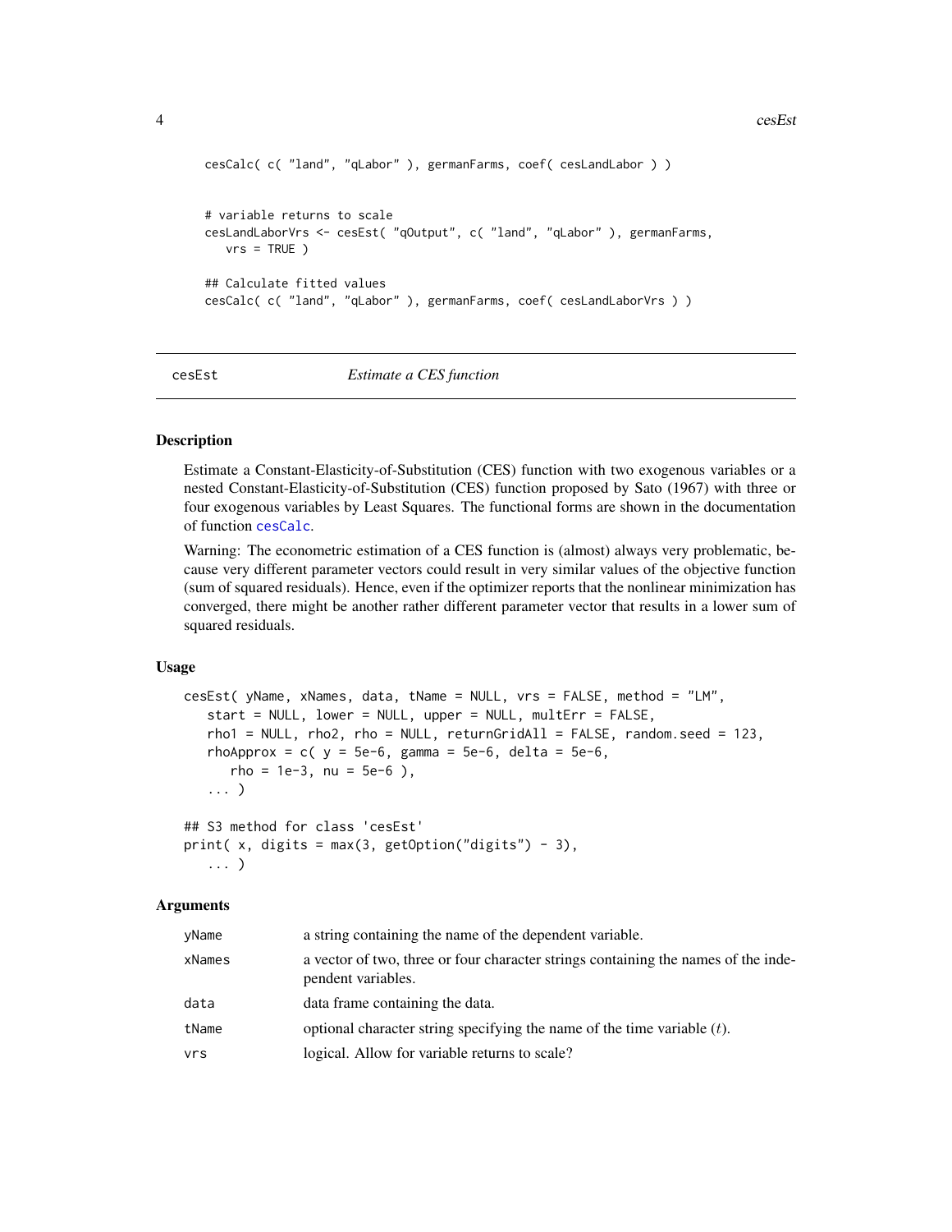```
cesCalc( c( "land", "qLabor" ), germanFarms, coef( cesLandLabor ) )


# variable returns to scale
cesLandLaborVrs <- cesEst( "qOutput", c( "land", "qLabor" ), germanFarms,
   vrs = TRUE )

## Calculate fitted values
cesCalc( c( "land", "qLabor" ), germanFarms, coef( cesLandLaborVrs ) )
```

---

## cesEst *Estimate a CES function*

---

### Description

Estimate a Constant-Elasticity-of-Substitution (CES) function with two exogenous variables or a nested Constant-Elasticity-of-Substitution (CES) function proposed by Sato (1967) with three or four exogenous variables by Least Squares. The functional forms are shown in the documentation of function `cesCalc`.

Warning: The econometric estimation of a CES function is (almost) always very problematic, because very different parameter vectors could result in very similar values of the objective function (sum of squared residuals). Hence, even if the optimizer reports that the nonlinear minimization has converged, there might be another rather different parameter vector that results in a lower sum of squared residuals.

### Usage

```
cesEst( yName, xNames, data, tName = NULL, vrs = FALSE, method = "LM",
   start = NULL, lower = NULL, upper = NULL, multErr = FALSE,
   rho1 = NULL, rho2, rho = NULL, returnGridAll = FALSE, random.seed = 123,
   rhoApprox = c( y = 5e-6, gamma = 5e-6, delta = 5e-6,
      rho = 1e-3, nu = 5e-6 ),
   ... )

## S3 method for class 'cesEst'
print( x, digits = max(3, getOption("digits") - 3),
   ... )
```

### Arguments

| | |
|---|---|
| `yName` | a string containing the name of the dependent variable. |
| `xNames` | a vector of two, three or four character strings containing the names of the independent variables. |
| `data` | data frame containing the data. |
| `tName` | optional character string specifying the name of the time variable ($t$). |
| `vrs` | logical. Allow for variable returns to scale? |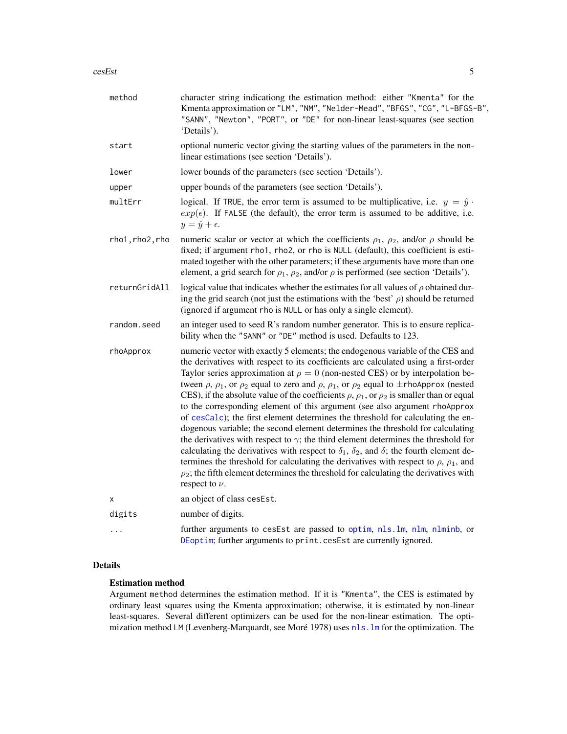| | |
|---|---|
| method | character string indicationg the estimation method: either "Kmenta" for the Kmenta approximation or "LM", "NM", "Nelder-Mead", "BFGS", "CG", "L-BFGS-B", "SANN", "Newton", "PORT", or "DE" for non-linear least-squares (see section 'Details'). |
| start | optional numeric vector giving the starting values of the parameters in the non-linear estimations (see section 'Details'). |
| lower | lower bounds of the parameters (see section 'Details'). |
| upper | upper bounds of the parameters (see section 'Details'). |
| multErr | logical. If TRUE, the error term is assumed to be multiplicative, i.e. $y = \hat{y} \cdot exp(\epsilon)$. If FALSE (the default), the error term is assumed to be additive, i.e. $y = \hat{y} + \epsilon$. |
| rho1,rho2,rho | numeric scalar or vector at which the coefficients $\rho_1$, $\rho_2$, and/or $\rho$ should be fixed; if argument rho1, rho2, or rho is NULL (default), this coefficient is estimated together with the other parameters; if these arguments have more than one element, a grid search for $\rho_1$, $\rho_2$, and/or $\rho$ is performed (see section 'Details'). |
| returnGridAll | logical value that indicates whether the estimates for all values of $\rho$ obtained during the grid search (not just the estimations with the 'best' $\rho$) should be returned (ignored if argument rho is NULL or has only a single element). |
| random.seed | an integer used to seed R's random number generator. This is to ensure replicability when the "SANN" or "DE" method is used. Defaults to 123. |
| rhoApprox | numeric vector with exactly 5 elements; the endogenous variable of the CES and the derivatives with respect to its coefficients are calculated using a first-order Taylor series approximation at $\rho = 0$ (non-nested CES) or by interpolation between $\rho$, $\rho_1$, or $\rho_2$ equal to zero and $\rho$, $\rho_1$, or $\rho_2$ equal to $\pm$rhoApprox (nested CES), if the absolute value of the coefficients $\rho$, $\rho_1$, or $\rho_2$ is smaller than or equal to the corresponding element of this argument (see also argument rhoApprox of cesCalc); the first element determines the threshold for calculating the endogenous variable; the second element determines the threshold for calculating the derivatives with respect to $\gamma$; the third element determines the threshold for calculating the derivatives with respect to $\delta_1$, $\delta_2$, and $\delta$; the fourth element determines the threshold for calculating the derivatives with respect to $\rho$, $\rho_1$, and $\rho_2$; the fifth element determines the threshold for calculating the derivatives with respect to $\nu$. |
| x | an object of class cesEst. |
| digits | number of digits. |
| ... | further arguments to cesEst are passed to optim, nls.lm, nlm, nlminb, or DEoptim; further arguments to print.cesEst are currently ignored. |

## Details

### Estimation method

Argument method determines the estimation method. If it is "Kmenta", the CES is estimated by ordinary least squares using the Kmenta approximation; otherwise, it is estimated by non-linear least-squares. Several different optimizers can be used for the non-linear estimation. The optimization method LM (Levenberg-Marquardt, see Moré 1978) uses nls.lm for the optimization. The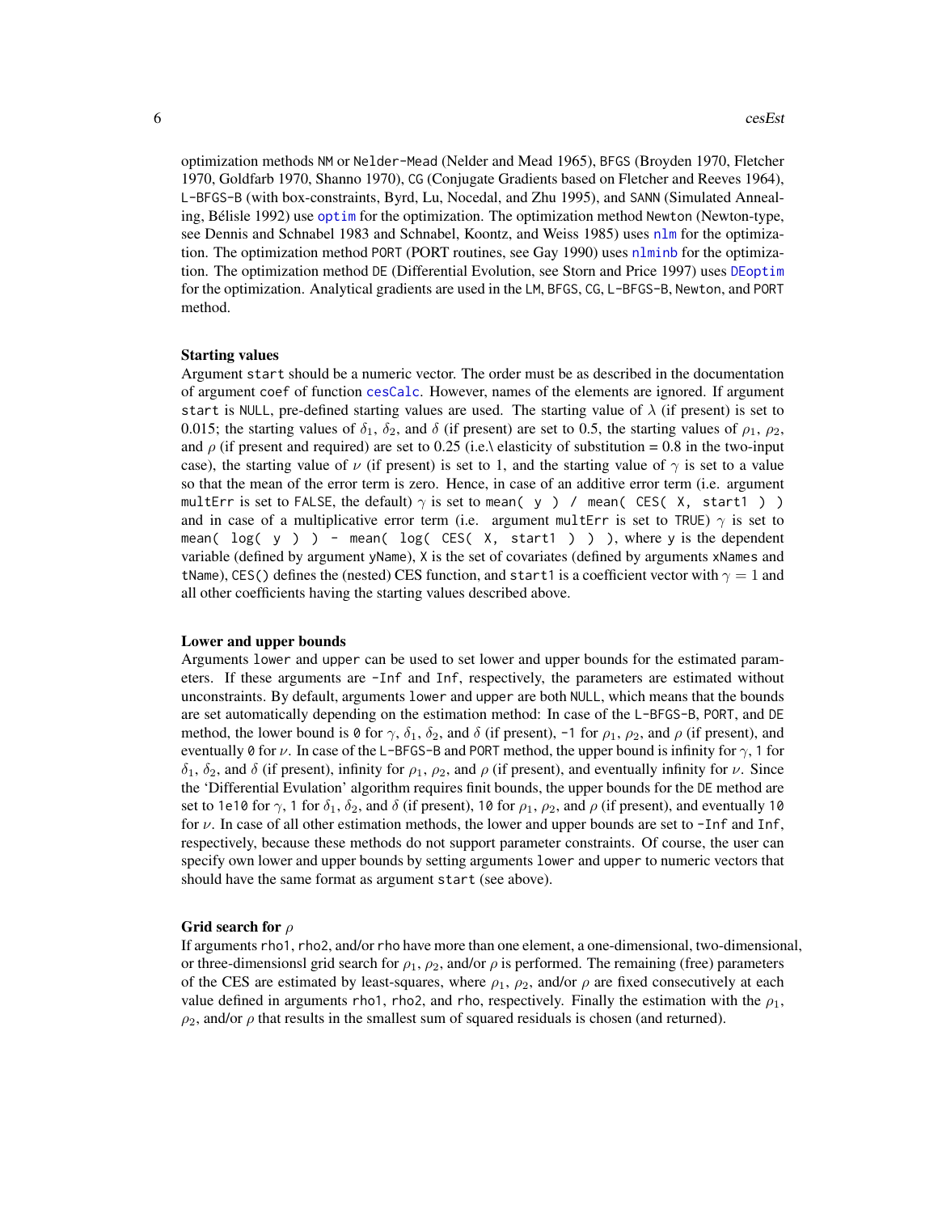optimization methods `NM` or `Nelder-Mead` (Nelder and Mead 1965), `BFGS` (Broyden 1970, Fletcher 1970, Goldfarb 1970, Shanno 1970), `CG` (Conjugate Gradients based on Fletcher and Reeves 1964), `L-BFGS-B` (with box-constraints, Byrd, Lu, Nocedal, and Zhu 1995), and `SANN` (Simulated Annealing, Bélisle 1992) use `optim` for the optimization. The optimization method `Newton` (Newton-type, see Dennis and Schnabel 1983 and Schnabel, Koontz, and Weiss 1985) uses `nlm` for the optimization. The optimization method `PORT` (PORT routines, see Gay 1990) uses `nlminb` for the optimization. The optimization method `DE` (Differential Evolution, see Storn and Price 1997) uses `DEoptim` for the optimization. Analytical gradients are used in the `LM`, `BFGS`, `CG`, `L-BFGS-B`, `Newton`, and `PORT` method.

### Starting values

Argument `start` should be a numeric vector. The order must be as described in the documentation of argument `coef` of function `cesCalc`. However, names of the elements are ignored. If argument `start` is `NULL`, pre-defined starting values are used. The starting value of $\lambda$ (if present) is set to 0.015; the starting values of $\delta_1$, $\delta_2$, and $\delta$ (if present) are set to 0.5, the starting values of $\rho_1$, $\rho_2$, and $\rho$ (if present and required) are set to 0.25 (i.e.\ elasticity of substitution = 0.8 in the two-input case), the starting value of $\nu$ (if present) is set to 1, and the starting value of $\gamma$ is set to a value so that the mean of the error term is zero. Hence, in case of an additive error term (i.e. argument `multErr` is set to `FALSE`, the default) $\gamma$ is set to `mean( y ) / mean( CES( X, start1 ) )` and in case of a multiplicative error term (i.e. argument `multErr` is set to `TRUE`) $\gamma$ is set to `mean( log( y ) ) - mean( log( CES( X, start1 ) ) )`, where `y` is the dependent variable (defined by argument `yName`), `X` is the set of covariates (defined by arguments `xNames` and `tName`), `CES()` defines the (nested) CES function, and `start1` is a coefficient vector with $\gamma = 1$ and all other coefficients having the starting values described above.

### Lower and upper bounds

Arguments `lower` and `upper` can be used to set lower and upper bounds for the estimated parameters. If these arguments are `-Inf` and `Inf`, respectively, the parameters are estimated without unconstraints. By default, arguments `lower` and `upper` are both `NULL`, which means that the bounds are set automatically depending on the estimation method: In case of the `L-BFGS-B`, `PORT`, and `DE` method, the lower bound is `0` for $\gamma$, $\delta_1$, $\delta_2$, and $\delta$ (if present), `-1` for $\rho_1$, $\rho_2$, and $\rho$ (if present), and eventually `0` for $\nu$. In case of the `L-BFGS-B` and `PORT` method, the upper bound is infinity for $\gamma$, `1` for $\delta_1$, $\delta_2$, and $\delta$ (if present), infinity for $\rho_1$, $\rho_2$, and $\rho$ (if present), and eventually infinity for $\nu$. Since the 'Differential Evulation' algorithm requires finit bounds, the upper bounds for the `DE` method are set to `1e10` for $\gamma$, `1` for $\delta_1$, $\delta_2$, and $\delta$ (if present), `10` for $\rho_1$, $\rho_2$, and $\rho$ (if present), and eventually `10` for $\nu$. In case of all other estimation methods, the lower and upper bounds are set to `-Inf` and `Inf`, respectively, because these methods do not support parameter constraints. Of course, the user can specify own lower and upper bounds by setting arguments `lower` and `upper` to numeric vectors that should have the same format as argument `start` (see above).

### Grid search for $\rho$

If arguments `rho1`, `rho2`, and/or `rho` have more than one element, a one-dimensional, two-dimensional, or three-dimensionsl grid search for $\rho_1$, $\rho_2$, and/or $\rho$ is performed. The remaining (free) parameters of the CES are estimated by least-squares, where $\rho_1$, $\rho_2$, and/or $\rho$ are fixed consecutively at each value defined in arguments `rho1`, `rho2`, and `rho`, respectively. Finally the estimation with the $\rho_1$, $\rho_2$, and/or $\rho$ that results in the smallest sum of squared residuals is chosen (and returned).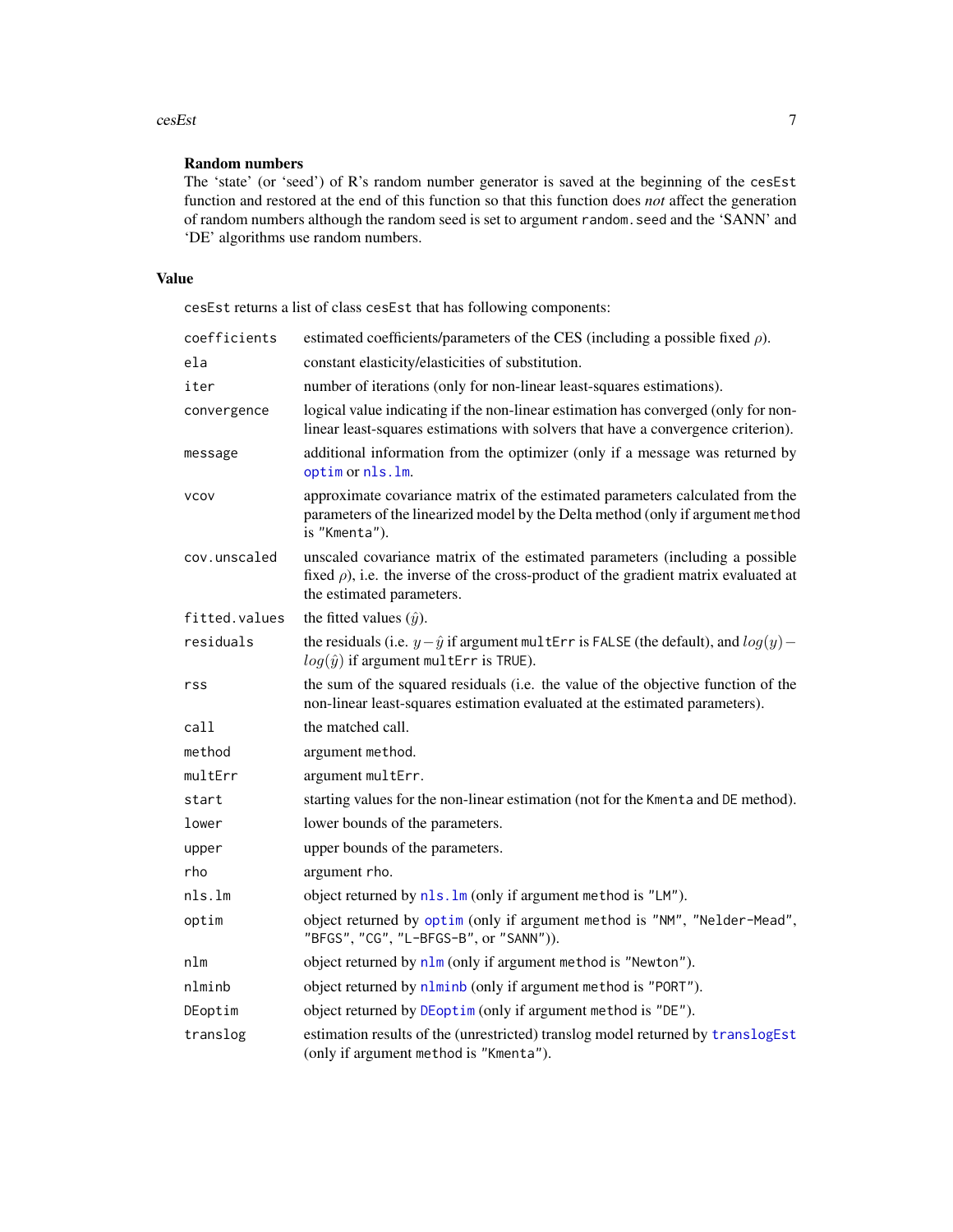### Random numbers

The 'state' (or 'seed') of R's random number generator is saved at the beginning of the `cesEst` function and restored at the end of this function so that this function does *not* affect the generation of random numbers although the random seed is set to argument `random.seed` and the 'SANN' and 'DE' algorithms use random numbers.

## Value

`cesEst` returns a list of class `cesEst` that has following components:

| | |
|---|---|
| `coefficients` | estimated coefficients/parameters of the CES (including a possible fixed $\rho$). |
| `ela` | constant elasticity/elasticities of substitution. |
| `iter` | number of iterations (only for non-linear least-squares estimations). |
| `convergence` | logical value indicating if the non-linear estimation has converged (only for non-linear least-squares estimations with solvers that have a convergence criterion). |
| `message` | additional information from the optimizer (only if a message was returned by `optim` or `nls.lm`. |
| `vcov` | approximate covariance matrix of the estimated parameters calculated from the parameters of the linearized model by the Delta method (only if argument `method` is `"Kmenta"`). |
| `cov.unscaled` | unscaled covariance matrix of the estimated parameters (including a possible fixed $\rho$), i.e. the inverse of the cross-product of the gradient matrix evaluated at the estimated parameters. |
| `fitted.values` | the fitted values ($\hat{y}$). |
| `residuals` | the residuals (i.e. $y - \hat{y}$ if argument `multErr` is `FALSE` (the default), and $log(y) - log(\hat{y})$ if argument `multErr` is `TRUE`). |
| `rss` | the sum of the squared residuals (i.e. the value of the objective function of the non-linear least-squares estimation evaluated at the estimated parameters). |
| `call` | the matched call. |
| `method` | argument `method`. |
| `multErr` | argument `multErr`. |
| `start` | starting values for the non-linear estimation (not for the `Kmenta` and `DE` method). |
| `lower` | lower bounds of the parameters. |
| `upper` | upper bounds of the parameters. |
| `rho` | argument `rho`. |
| `nls.lm` | object returned by `nls.lm` (only if argument `method` is `"LM"`). |
| `optim` | object returned by `optim` (only if argument `method` is `"NM"`, `"Nelder-Mead"`, `"BFGS"`, `"CG"`, `"L-BFGS-B"`, or `"SANN"`)). |
| `nlm` | object returned by `nlm` (only if argument `method` is `"Newton"`). |
| `nlminb` | object returned by `nlminb` (only if argument `method` is `"PORT"`). |
| `DEoptim` | object returned by `DEoptim` (only if argument `method` is `"DE"`). |
| `translog` | estimation results of the (unrestricted) translog model returned by `translogEst` (only if argument `method` is `"Kmenta"`). |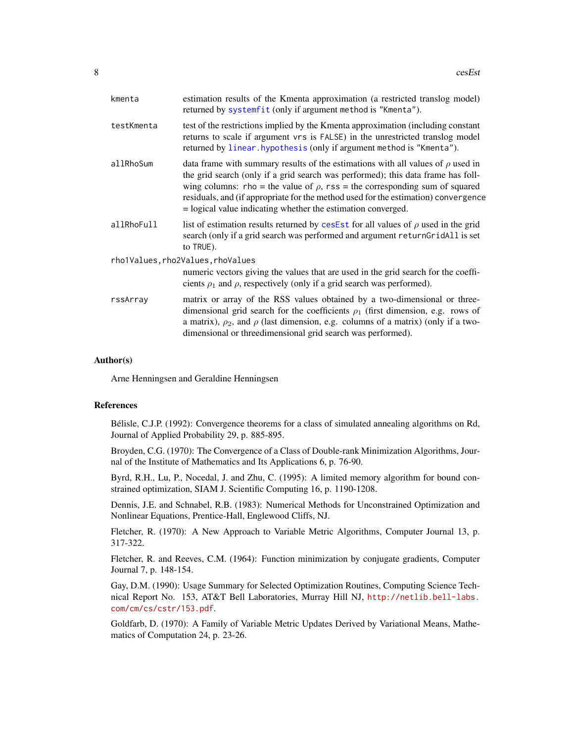| | |
|---|---|
| kmenta | estimation results of the Kmenta approximation (a restricted translog model) returned by systemfit (only if argument method is "Kmenta"). |
| testKmenta | test of the restrictions implied by the Kmenta approximation (including constant returns to scale if argument vrs is FALSE) in the unrestricted translog model returned by linear.hypothesis (only if argument method is "Kmenta"). |
| allRhoSum | data frame with summary results of the estimations with all values of $\rho$ used in the grid search (only if a grid search was performed); this data frame has follwing columns: rho = the value of $\rho$, rss = the corresponding sum of squared residuals, and (if appropriate for the method used for the estimation) convergence = logical value indicating whether the estimation converged. |
| allRhoFull | list of estimation results returned by cesEst for all values of $\rho$ used in the grid search (only if a grid search was performed and argument returnGridAll is set to TRUE). |
| rho1Values,rho2Values,rhoValues | numeric vectors giving the values that are used in the grid search for the coefficients $\rho_1$ and $\rho$, respectively (only if a grid search was performed). |
| rssArray | matrix or array of the RSS values obtained by a two-dimensional or three-dimensional grid search for the coefficients $\rho_1$ (first dimension, e.g. rows of a matrix), $\rho_2$, and $\rho$ (last dimension, e.g. columns of a matrix) (only if a two-dimensional or threedimensional grid search was performed). |

## Author(s)

Arne Henningsen and Geraldine Henningsen

## References

Bélisle, C.J.P. (1992): Convergence theorems for a class of simulated annealing algorithms on Rd, Journal of Applied Probability 29, p. 885-895.

Broyden, C.G. (1970): The Convergence of a Class of Double-rank Minimization Algorithms, Journal of the Institute of Mathematics and Its Applications 6, p. 76-90.

Byrd, R.H., Lu, P., Nocedal, J. and Zhu, C. (1995): A limited memory algorithm for bound constrained optimization, SIAM J. Scientific Computing 16, p. 1190-1208.

Dennis, J.E. and Schnabel, R.B. (1983): Numerical Methods for Unconstrained Optimization and Nonlinear Equations, Prentice-Hall, Englewood Cliffs, NJ.

Fletcher, R. (1970): A New Approach to Variable Metric Algorithms, Computer Journal 13, p. 317-322.

Fletcher, R. and Reeves, C.M. (1964): Function minimization by conjugate gradients, Computer Journal 7, p. 148-154.

Gay, D.M. (1990): Usage Summary for Selected Optimization Routines, Computing Science Technical Report No. 153, AT&T Bell Laboratories, Murray Hill NJ, http://netlib.bell-labs.com/cm/cs/cstr/153.pdf.

Goldfarb, D. (1970): A Family of Variable Metric Updates Derived by Variational Means, Mathematics of Computation 24, p. 23-26.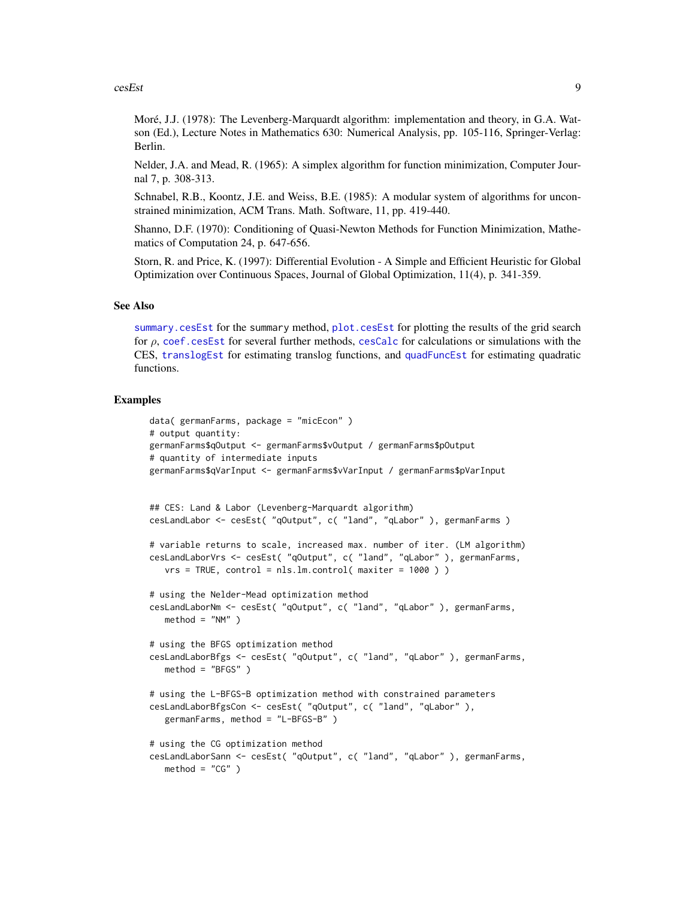Moré, J.J. (1978): The Levenberg-Marquardt algorithm: implementation and theory, in G.A. Watson (Ed.), Lecture Notes in Mathematics 630: Numerical Analysis, pp. 105-116, Springer-Verlag: Berlin.

Nelder, J.A. and Mead, R. (1965): A simplex algorithm for function minimization, Computer Journal 7, p. 308-313.

Schnabel, R.B., Koontz, J.E. and Weiss, B.E. (1985): A modular system of algorithms for unconstrained minimization, ACM Trans. Math. Software, 11, pp. 419-440.

Shanno, D.F. (1970): Conditioning of Quasi-Newton Methods for Function Minimization, Mathematics of Computation 24, p. 647-656.

Storn, R. and Price, K. (1997): Differential Evolution - A Simple and Efficient Heuristic for Global Optimization over Continuous Spaces, Journal of Global Optimization, 11(4), p. 341-359.

## See Also

`summary.cesEst` for the summary method, `plot.cesEst` for plotting the results of the grid search for $\rho$, `coef.cesEst` for several further methods, `cesCalc` for calculations or simulations with the CES, `translogEst` for estimating translog functions, and `quadFuncEst` for estimating quadratic functions.

## Examples

```
data( germanFarms, package = "micEcon" )
# output quantity:
germanFarms$qOutput <- germanFarms$vOutput / germanFarms$pOutput
# quantity of intermediate inputs
germanFarms$qVarInput <- germanFarms$vVarInput / germanFarms$pVarInput


## CES: Land & Labor (Levenberg-Marquardt algorithm)
cesLandLabor <- cesEst( "qOutput", c( "land", "qLabor" ), germanFarms )

# variable returns to scale, increased max. number of iter. (LM algorithm)
cesLandLaborVrs <- cesEst( "qOutput", c( "land", "qLabor" ), germanFarms,
   vrs = TRUE, control = nls.lm.control( maxiter = 1000 ) )

# using the Nelder-Mead optimization method
cesLandLaborNm <- cesEst( "qOutput", c( "land", "qLabor" ), germanFarms,
   method = "NM" )

# using the BFGS optimization method
cesLandLaborBfgs <- cesEst( "qOutput", c( "land", "qLabor" ), germanFarms,
   method = "BFGS" )

# using the L-BFGS-B optimization method with constrained parameters
cesLandLaborBfgsCon <- cesEst( "qOutput", c( "land", "qLabor" ),
   germanFarms, method = "L-BFGS-B" )

# using the CG optimization method
cesLandLaborSann <- cesEst( "qOutput", c( "land", "qLabor" ), germanFarms,
   method = "CG" )
```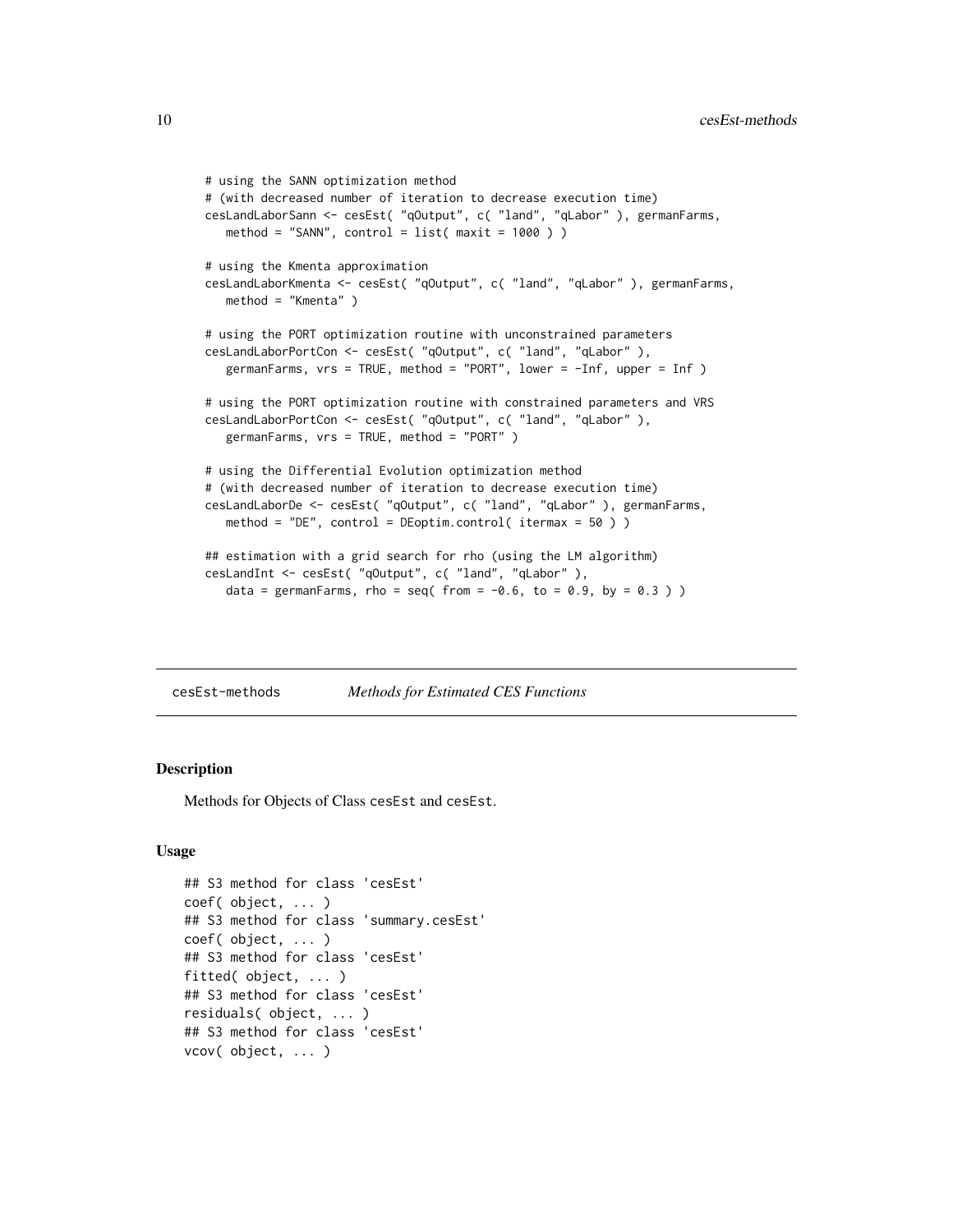```
# using the SANN optimization method
# (with decreased number of iteration to decrease execution time)
cesLandLaborSann <- cesEst( "qOutput", c( "land", "qLabor" ), germanFarms,
   method = "SANN", control = list( maxit = 1000 ) )

# using the Kmenta approximation
cesLandLaborKmenta <- cesEst( "qOutput", c( "land", "qLabor" ), germanFarms,
   method = "Kmenta" )

# using the PORT optimization routine with unconstrained parameters
cesLandLaborPortCon <- cesEst( "qOutput", c( "land", "qLabor" ),
   germanFarms, vrs = TRUE, method = "PORT", lower = -Inf, upper = Inf )

# using the PORT optimization routine with constrained parameters and VRS
cesLandLaborPortCon <- cesEst( "qOutput", c( "land", "qLabor" ),
   germanFarms, vrs = TRUE, method = "PORT" )

# using the Differential Evolution optimization method
# (with decreased number of iteration to decrease execution time)
cesLandLaborDe <- cesEst( "qOutput", c( "land", "qLabor" ), germanFarms,
   method = "DE", control = DEoptim.control( itermax = 50 ) )

## estimation with a grid search for rho (using the LM algorithm)
cesLandInt <- cesEst( "qOutput", c( "land", "qLabor" ),
   data = germanFarms, rho = seq( from = -0.6, to = 0.9, by = 0.3 ) )
```

---

cesEst-methods *Methods for Estimated CES Functions*

---

## Description

Methods for Objects of Class cesEst and cesEst.

## Usage

```
## S3 method for class 'cesEst'
coef( object, ... )
## S3 method for class 'summary.cesEst'
coef( object, ... )
## S3 method for class 'cesEst'
fitted( object, ... )
## S3 method for class 'cesEst'
residuals( object, ... )
## S3 method for class 'cesEst'
vcov( object, ... )
```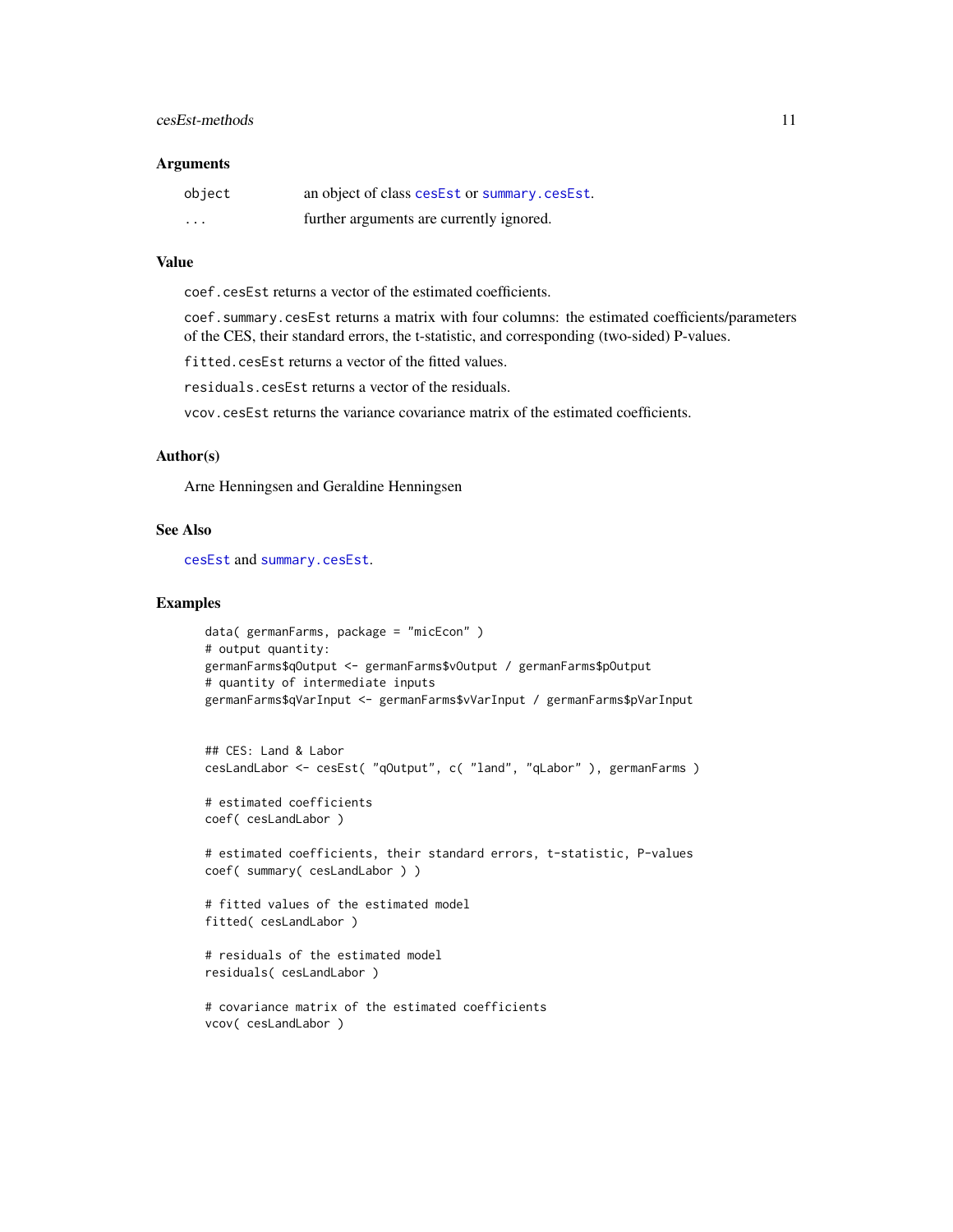## Arguments

| | |
|---|---|
| `object` | an object of class `cesEst` or `summary.cesEst`. |
| `...` | further arguments are currently ignored. |

## Value

`coef.cesEst` returns a vector of the estimated coefficients.

`coef.summary.cesEst` returns a matrix with four columns: the estimated coefficients/parameters of the CES, their standard errors, the t-statistic, and corresponding (two-sided) P-values.

`fitted.cesEst` returns a vector of the fitted values.

`residuals.cesEst` returns a vector of the residuals.

`vcov.cesEst` returns the variance covariance matrix of the estimated coefficients.

## Author(s)

Arne Henningsen and Geraldine Henningsen

## See Also

`cesEst` and `summary.cesEst`.

## Examples

```
data( germanFarms, package = "micEcon" )
# output quantity:
germanFarms$qOutput <- germanFarms$vOutput / germanFarms$pOutput
# quantity of intermediate inputs
germanFarms$qVarInput <- germanFarms$vVarInput / germanFarms$pVarInput


## CES: Land & Labor
cesLandLabor <- cesEst( "qOutput", c( "land", "qLabor" ), germanFarms )

# estimated coefficients
coef( cesLandLabor )

# estimated coefficients, their standard errors, t-statistic, P-values
coef( summary( cesLandLabor ) )

# fitted values of the estimated model
fitted( cesLandLabor )

# residuals of the estimated model
residuals( cesLandLabor )

# covariance matrix of the estimated coefficients
vcov( cesLandLabor )
```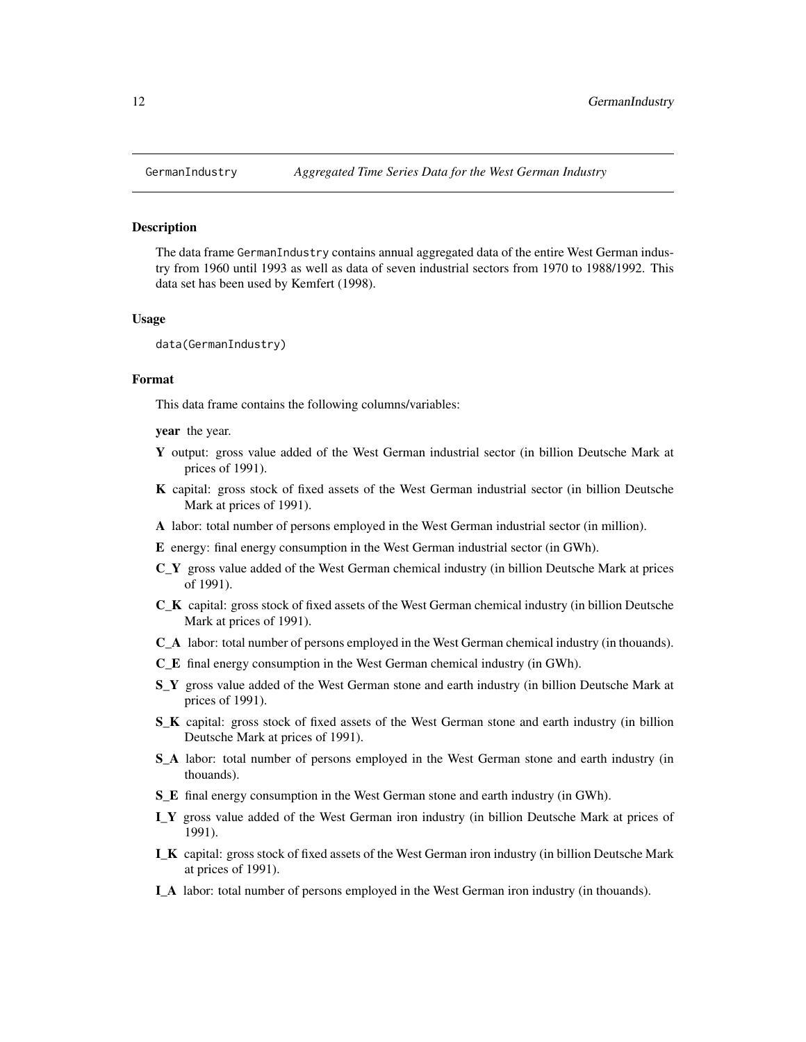GermanIndustry *Aggregated Time Series Data for the West German Industry*

## Description

The data frame GermanIndustry contains annual aggregated data of the entire West German industry from 1960 until 1993 as well as data of seven industrial sectors from 1970 to 1988/1992. This data set has been used by Kemfert (1998).

## Usage

```
data(GermanIndustry)
```

## Format

This data frame contains the following columns/variables:

- **year** the year.
- **Y** output: gross value added of the West German industrial sector (in billion Deutsche Mark at prices of 1991).
- **K** capital: gross stock of fixed assets of the West German industrial sector (in billion Deutsche Mark at prices of 1991).
- **A** labor: total number of persons employed in the West German industrial sector (in million).
- **E** energy: final energy consumption in the West German industrial sector (in GWh).
- **C_Y** gross value added of the West German chemical industry (in billion Deutsche Mark at prices of 1991).
- **C_K** capital: gross stock of fixed assets of the West German chemical industry (in billion Deutsche Mark at prices of 1991).
- **C_A** labor: total number of persons employed in the West German chemical industry (in thouands).
- **C_E** final energy consumption in the West German chemical industry (in GWh).
- **S_Y** gross value added of the West German stone and earth industry (in billion Deutsche Mark at prices of 1991).
- **S_K** capital: gross stock of fixed assets of the West German stone and earth industry (in billion Deutsche Mark at prices of 1991).
- **S_A** labor: total number of persons employed in the West German stone and earth industry (in thouands).
- **S_E** final energy consumption in the West German stone and earth industry (in GWh).
- **I_Y** gross value added of the West German iron industry (in billion Deutsche Mark at prices of 1991).
- **I_K** capital: gross stock of fixed assets of the West German iron industry (in billion Deutsche Mark at prices of 1991).
- **I_A** labor: total number of persons employed in the West German iron industry (in thouands).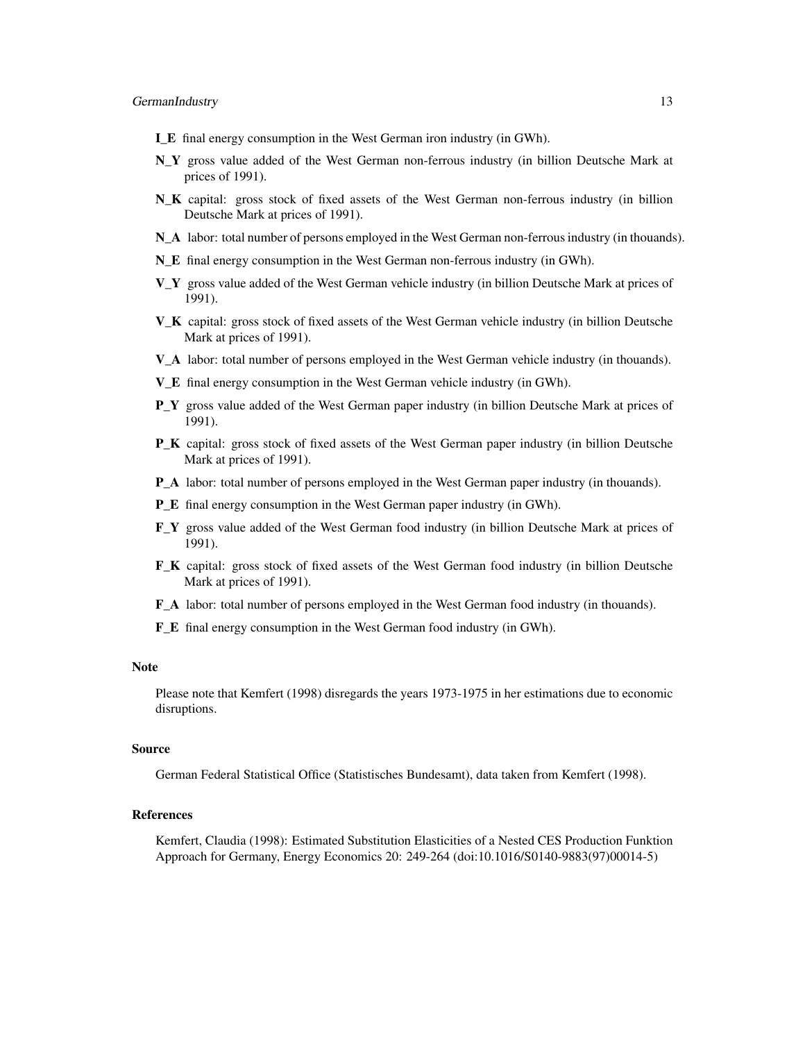**I_E** final energy consumption in the West German iron industry (in GWh).

**N_Y** gross value added of the West German non-ferrous industry (in billion Deutsche Mark at prices of 1991).

**N_K** capital: gross stock of fixed assets of the West German non-ferrous industry (in billion Deutsche Mark at prices of 1991).

**N_A** labor: total number of persons employed in the West German non-ferrous industry (in thouands).

**N_E** final energy consumption in the West German non-ferrous industry (in GWh).

**V_Y** gross value added of the West German vehicle industry (in billion Deutsche Mark at prices of 1991).

**V_K** capital: gross stock of fixed assets of the West German vehicle industry (in billion Deutsche Mark at prices of 1991).

**V_A** labor: total number of persons employed in the West German vehicle industry (in thouands).

**V_E** final energy consumption in the West German vehicle industry (in GWh).

**P_Y** gross value added of the West German paper industry (in billion Deutsche Mark at prices of 1991).

**P_K** capital: gross stock of fixed assets of the West German paper industry (in billion Deutsche Mark at prices of 1991).

**P_A** labor: total number of persons employed in the West German paper industry (in thouands).

**P_E** final energy consumption in the West German paper industry (in GWh).

**F_Y** gross value added of the West German food industry (in billion Deutsche Mark at prices of 1991).

**F_K** capital: gross stock of fixed assets of the West German food industry (in billion Deutsche Mark at prices of 1991).

**F_A** labor: total number of persons employed in the West German food industry (in thouands).

**F_E** final energy consumption in the West German food industry (in GWh).

## Note

Please note that Kemfert (1998) disregards the years 1973-1975 in her estimations due to economic disruptions.

## Source

German Federal Statistical Office (Statistisches Bundesamt), data taken from Kemfert (1998).

## References

Kemfert, Claudia (1998): Estimated Substitution Elasticities of a Nested CES Production Funktion Approach for Germany, Energy Economics 20: 249-264 (doi:10.1016/S0140-9883(97)00014-5)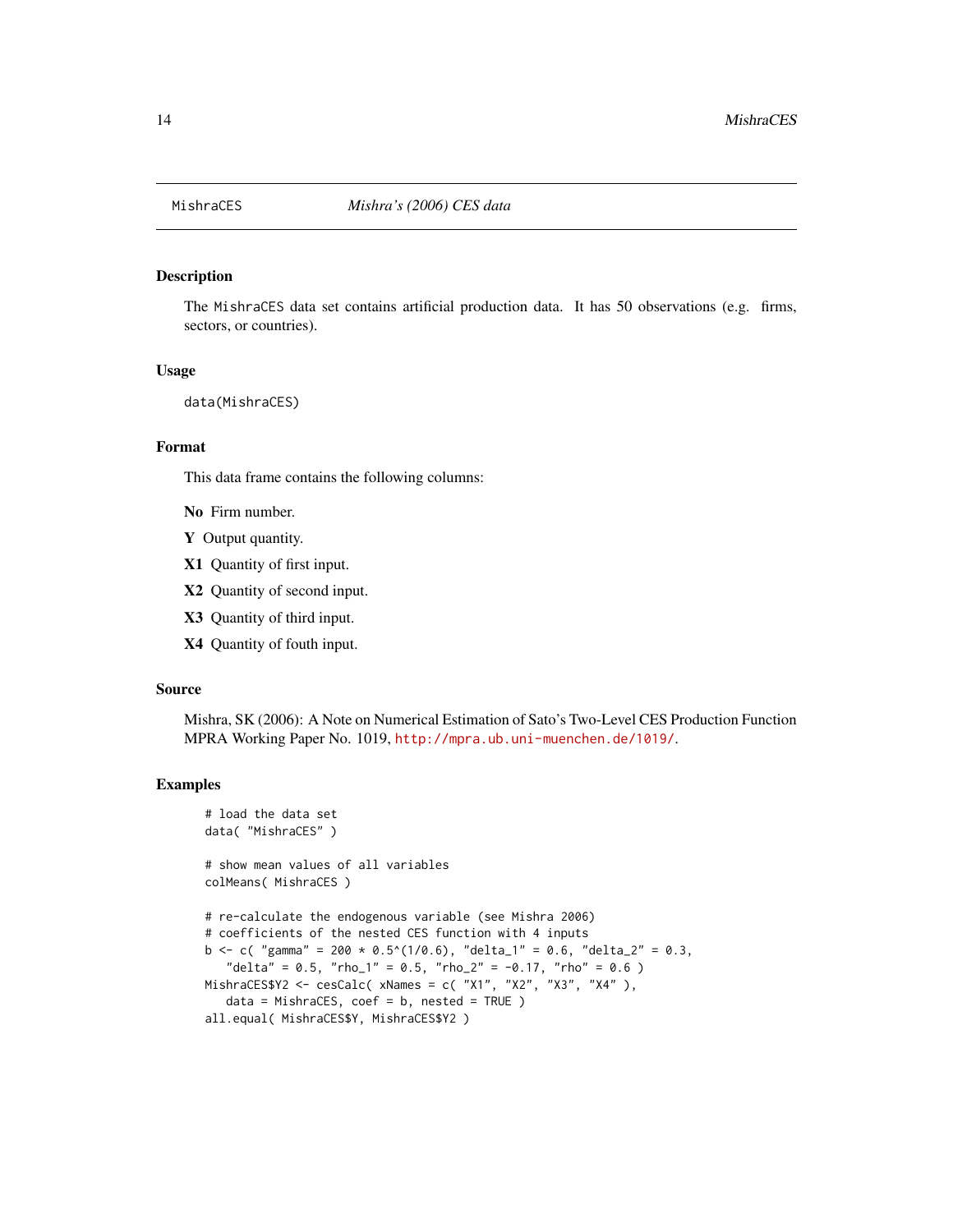MishraCES *Mishra's (2006) CES data*

## Description

The MishraCES data set contains artificial production data. It has 50 observations (e.g. firms, sectors, or countries).

## Usage

```
data(MishraCES)
```

## Format

This data frame contains the following columns:

**No** Firm number.

**Y** Output quantity.

**X1** Quantity of first input.

**X2** Quantity of second input.

**X3** Quantity of third input.

**X4** Quantity of fouth input.

## Source

Mishra, SK (2006): A Note on Numerical Estimation of Sato's Two-Level CES Production Function MPRA Working Paper No. 1019, http://mpra.ub.uni-muenchen.de/1019/.

## Examples

```
# load the data set
data( "MishraCES" )

# show mean values of all variables
colMeans( MishraCES )

# re-calculate the endogenous variable (see Mishra 2006)
# coefficients of the nested CES function with 4 inputs
b <- c( "gamma" = 200 * 0.5^(1/0.6), "delta_1" = 0.6, "delta_2" = 0.3,
   "delta" = 0.5, "rho_1" = 0.5, "rho_2" = -0.17, "rho" = 0.6 )
MishraCES$Y2 <- cesCalc( xNames = c( "X1", "X2", "X3", "X4" ),
   data = MishraCES, coef = b, nested = TRUE )
all.equal( MishraCES$Y, MishraCES$Y2 )
```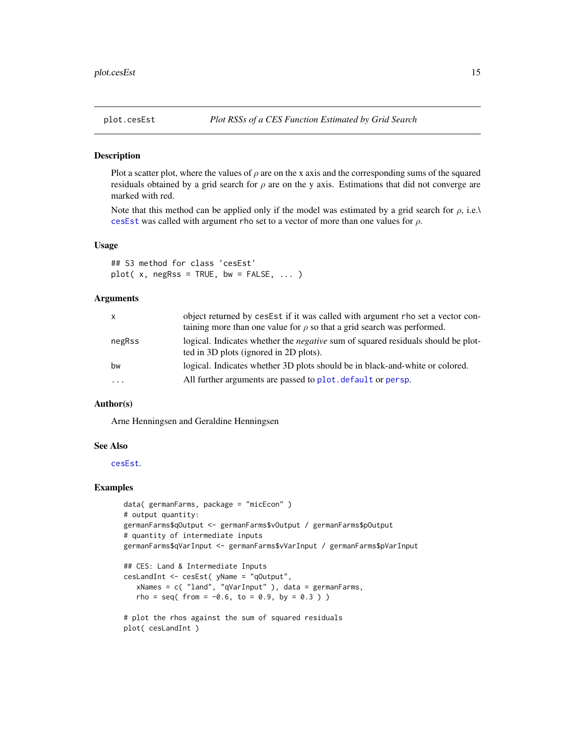# plot.cesEst — *Plot RSSs of a CES Function Estimated by Grid Search*

## Description

Plot a scatter plot, where the values of $\rho$ are on the x axis and the corresponding sums of the squared residuals obtained by a grid search for $\rho$ are on the y axis. Estimations that did not converge are marked with red.

Note that this method can be applied only if the model was estimated by a grid search for $\rho$, i.e.\ `cesEst` was called with argument `rho` set to a vector of more than one values for $\rho$.

## Usage

```
## S3 method for class 'cesEst'
plot( x, negRss = TRUE, bw = FALSE, ... )
```

## Arguments

| | |
|---|---|
| `x` | object returned by `cesEst` if it was called with argument `rho` set a vector containing more than one value for $\rho$ so that a grid search was performed. |
| `negRss` | logical. Indicates whether the *negative* sum of squared residuals should be plotted in 3D plots (ignored in 2D plots). |
| `bw` | logical. Indicates whether 3D plots should be in black-and-white or colored. |
| `...` | All further arguments are passed to `plot.default` or `persp`. |

## Author(s)

Arne Henningsen and Geraldine Henningsen

## See Also

`cesEst`.

## Examples

```
data( germanFarms, package = "micEcon" )
# output quantity:
germanFarms$qOutput <- germanFarms$vOutput / germanFarms$pOutput
# quantity of intermediate inputs
germanFarms$qVarInput <- germanFarms$vVarInput / germanFarms$pVarInput

## CES: Land & Intermediate Inputs
cesLandInt <- cesEst( yName = "qOutput",
   xNames = c( "land", "qVarInput" ), data = germanFarms,
   rho = seq( from = -0.6, to = 0.9, by = 0.3 ) )

# plot the rhos against the sum of squared residuals
plot( cesLandInt )
```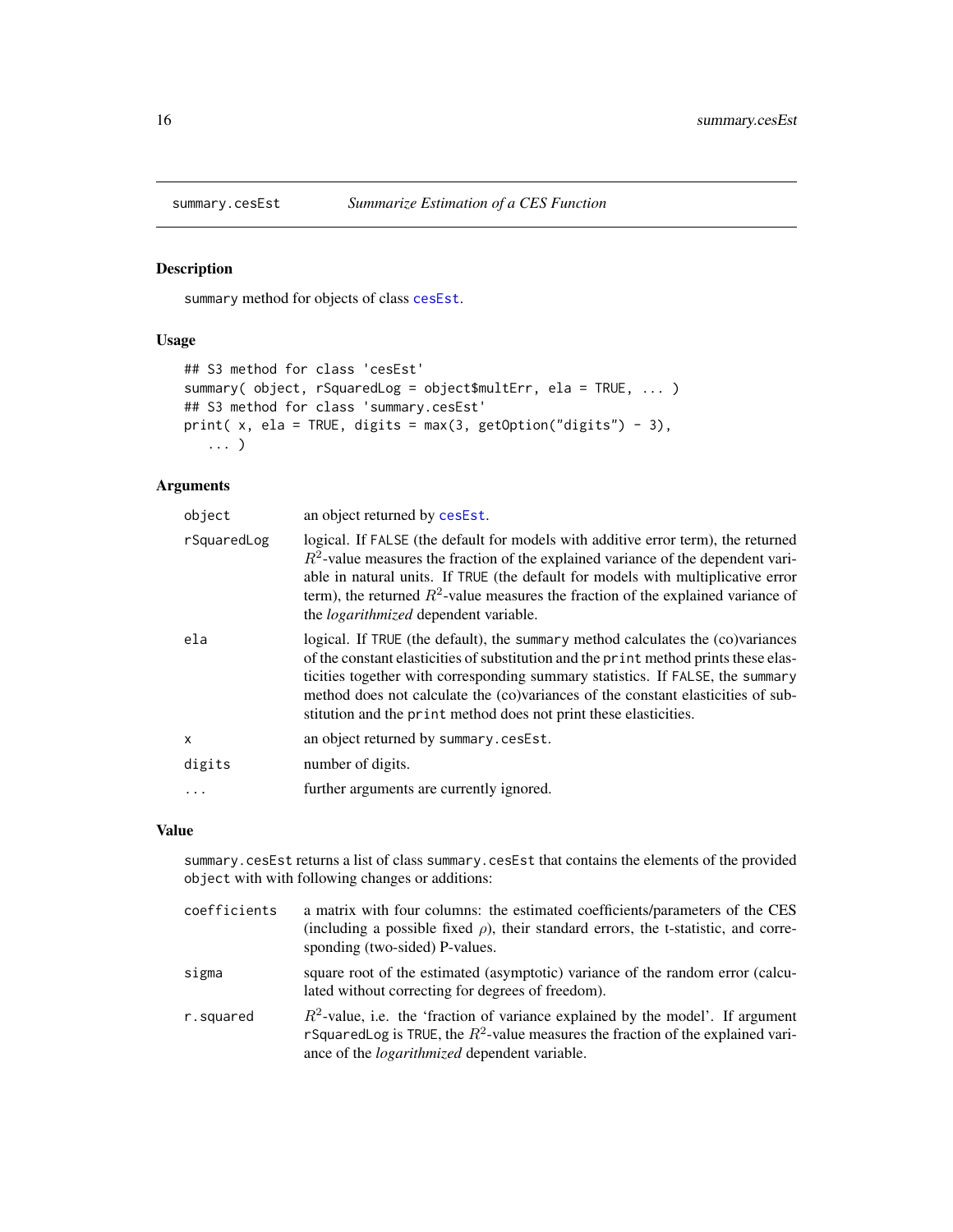## summary.cesEst — *Summarize Estimation of a CES Function*

### Description

summary method for objects of class cesEst.

### Usage

```
## S3 method for class 'cesEst'
summary( object, rSquaredLog = object$multErr, ela = TRUE, ... )
## S3 method for class 'summary.cesEst'
print( x, ela = TRUE, digits = max(3, getOption("digits") - 3),
   ... )
```

### Arguments

| | |
|---|---|
| object | an object returned by cesEst. |
| rSquaredLog | logical. If FALSE (the default for models with additive error term), the returned $R^2$-value measures the fraction of the explained variance of the dependent variable in natural units. If TRUE (the default for models with multiplicative error term), the returned $R^2$-value measures the fraction of the explained variance of the *logarithmized* dependent variable. |
| ela | logical. If TRUE (the default), the summary method calculates the (co)variances of the constant elasticities of substitution and the print method prints these elasticities together with corresponding summary statistics. If FALSE, the summary method does not calculate the (co)variances of the constant elasticities of substitution and the print method does not print these elasticities. |
| x | an object returned by summary.cesEst. |
| digits | number of digits. |
| ... | further arguments are currently ignored. |

### Value

summary.cesEst returns a list of class summary.cesEst that contains the elements of the provided object with with following changes or additions:

| | |
|---|---|
| coefficients | a matrix with four columns: the estimated coefficients/parameters of the CES (including a possible fixed $\rho$), their standard errors, the t-statistic, and corresponding (two-sided) P-values. |
| sigma | square root of the estimated (asymptotic) variance of the random error (calculated without correcting for degrees of freedom). |
| r.squared | $R^2$-value, i.e. the 'fraction of variance explained by the model'. If argument rSquaredLog is TRUE, the $R^2$-value measures the fraction of the explained variance of the *logarithmized* dependent variable. |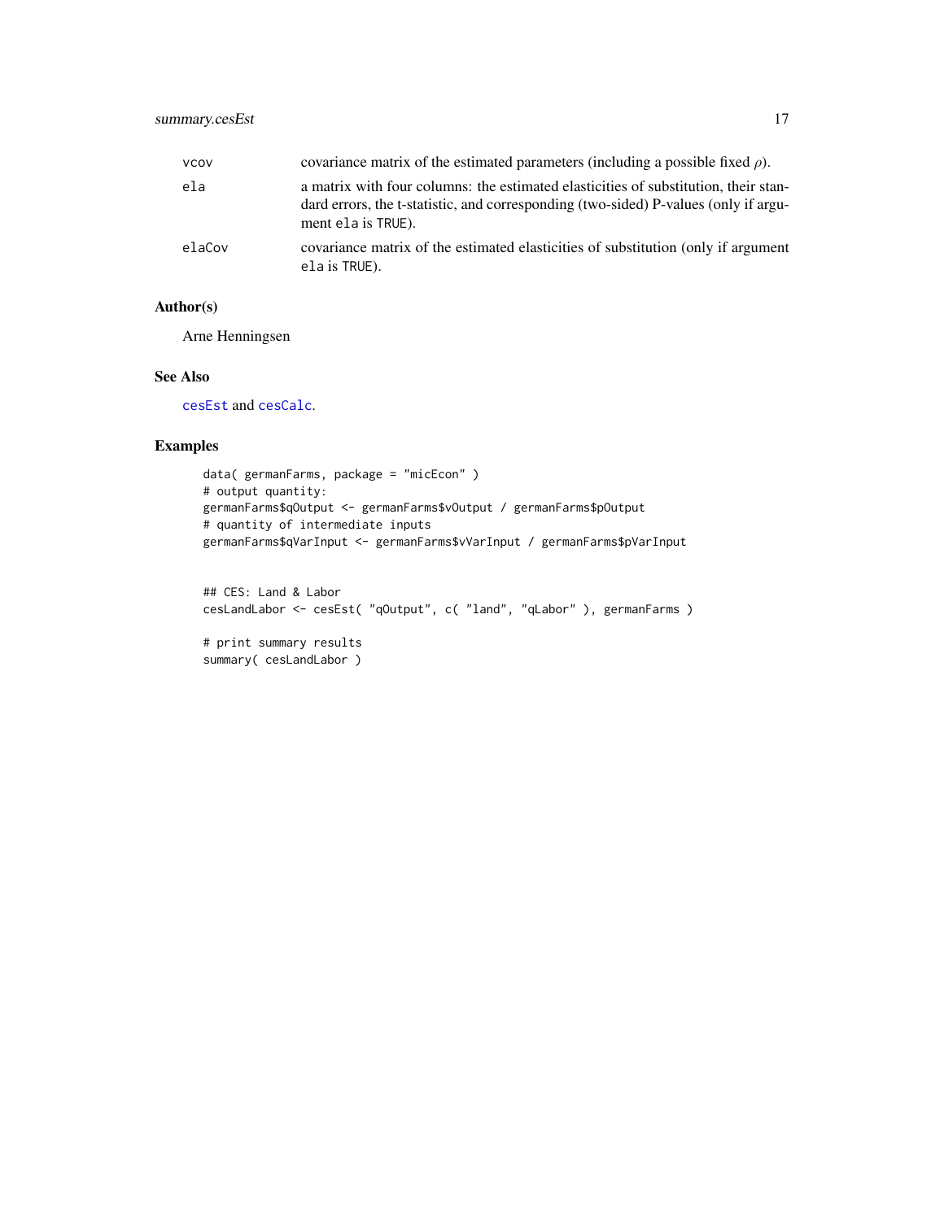| | |
|---|---|
| vcov | covariance matrix of the estimated parameters (including a possible fixed $\rho$). |
| ela | a matrix with four columns: the estimated elasticities of substitution, their standard errors, the t-statistic, and corresponding (two-sided) P-values (only if argument ela is TRUE). |
| elaCov | covariance matrix of the estimated elasticities of substitution (only if argument ela is TRUE). |

## Author(s)

Arne Henningsen

## See Also

cesEst and cesCalc.

## Examples

```
data( germanFarms, package = "micEcon" )
# output quantity:
germanFarms$qOutput <- germanFarms$vOutput / germanFarms$pOutput
# quantity of intermediate inputs
germanFarms$qVarInput <- germanFarms$vVarInput / germanFarms$pVarInput


## CES: Land & Labor
cesLandLabor <- cesEst( "qOutput", c( "land", "qLabor" ), germanFarms )

# print summary results
summary( cesLandLabor )
```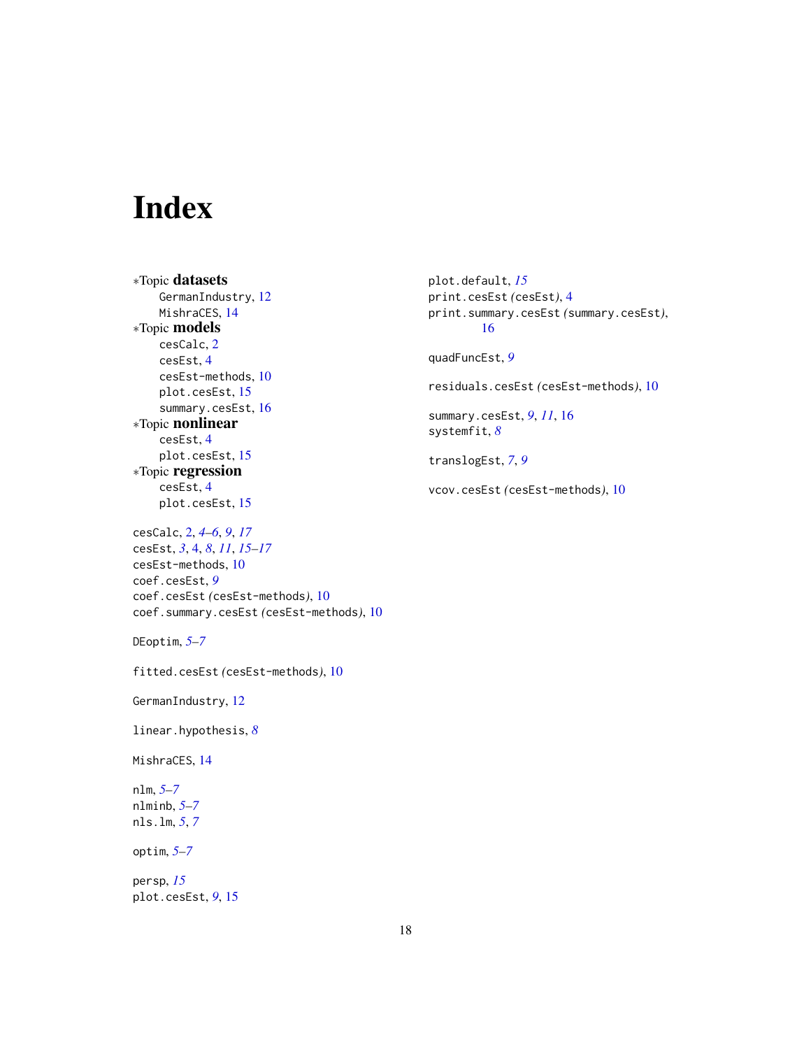# Index

*Topic **datasets**
- GermanIndustry, 12
- MishraCES, 14

*Topic **models**
- cesCalc, 2
- cesEst, 4
- cesEst-methods, 10
- plot.cesEst, 15
- summary.cesEst, 16

*Topic **nonlinear**
- cesEst, 4
- plot.cesEst, 15

*Topic **regression**
- cesEst, 4
- plot.cesEst, 15

cesCalc, 2, *4–6*, *9*, *17*
cesEst, *3*, 4, *8*, *11*, *15–17*
cesEst-methods, 10
coef.cesEst, *9*
coef.cesEst *(cesEst-methods)*, 10
coef.summary.cesEst *(cesEst-methods)*, 10

DEoptim, *5–7*

fitted.cesEst *(cesEst-methods)*, 10

GermanIndustry, 12

linear.hypothesis, *8*

MishraCES, 14

nlm, *5–7*
nlminb, *5–7*
nls.lm, *5*, *7*

optim, *5–7*

persp, *15*
plot.cesEst, *9*, 15
plot.default, *15*
print.cesEst *(cesEst)*, 4
print.summary.cesEst *(summary.cesEst)*, 16

quadFuncEst, *9*

residuals.cesEst *(cesEst-methods)*, 10

summary.cesEst, *9*, *11*, 16
systemfit, *8*

translogEst, *7*, *9*

vcov.cesEst *(cesEst-methods)*, 10